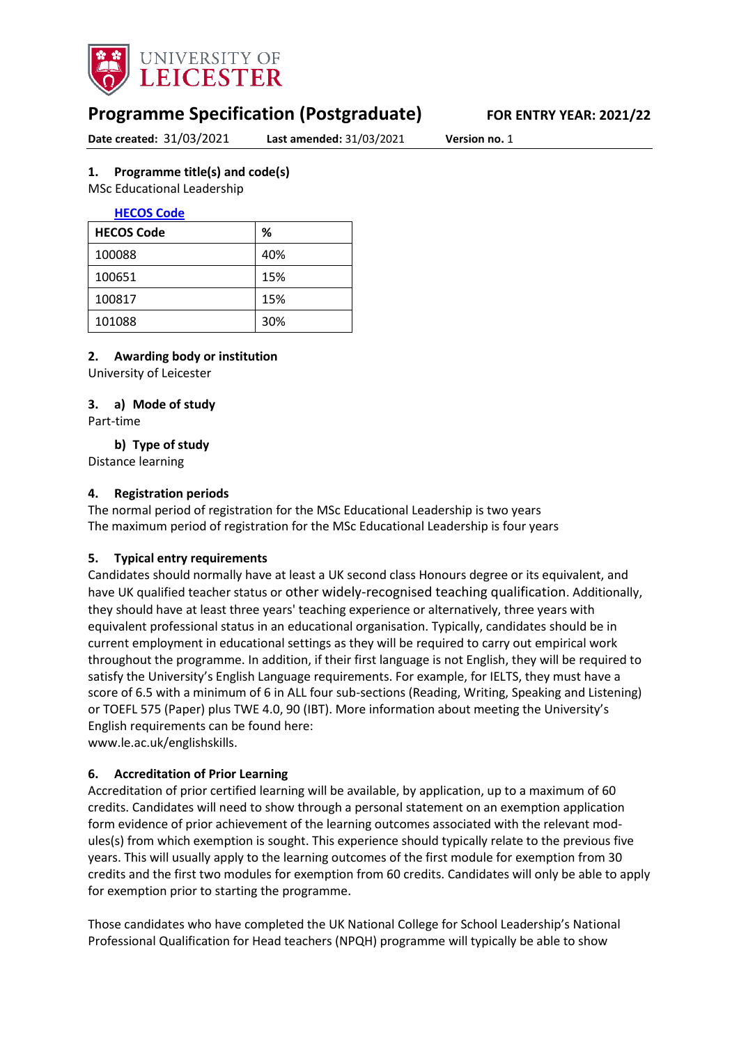UNIVERSITY OF LEICESTER

# Programme Specification (Postgraduate)

**FOR ENTRY YEAR: 2021/22**

**Date created:** 31/03/2021 **Last amended:** 31/03/2021 **Version no.** 1

## 1. Programme title(s) and code(s)

MSc Educational Leadership

[HECOS Code](#)

| HECOS Code | % |
|---|---|
| 100088 | 40% |
| 100651 | 15% |
| 100817 | 15% |
| 101088 | 30% |

## 2. Awarding body or institution

University of Leicester

## 3. a) Mode of study

Part-time

### b) Type of study

Distance learning

## 4. Registration periods

The normal period of registration for the MSc Educational Leadership is two years
The maximum period of registration for the MSc Educational Leadership is four years

## 5. Typical entry requirements

Candidates should normally have at least a UK second class Honours degree or its equivalent, and have UK qualified teacher status or other widely-recognised teaching qualification. Additionally, they should have at least three years' teaching experience or alternatively, three years with equivalent professional status in an educational organisation. Typically, candidates should be in current employment in educational settings as they will be required to carry out empirical work throughout the programme. In addition, if their first language is not English, they will be required to satisfy the University's English Language requirements. For example, for IELTS, they must have a score of 6.5 with a minimum of 6 in ALL four sub-sections (Reading, Writing, Speaking and Listening) or TOEFL 575 (Paper) plus TWE 4.0, 90 (IBT). More information about meeting the University's English requirements can be found here:
www.le.ac.uk/englishskills.

## 6. Accreditation of Prior Learning

Accreditation of prior certified learning will be available, by application, up to a maximum of 60 credits. Candidates will need to show through a personal statement on an exemption application form evidence of prior achievement of the learning outcomes associated with the relevant module(s) from which exemption is sought. This experience should typically relate to the previous five years. This will usually apply to the learning outcomes of the first module for exemption from 30 credits and the first two modules for exemption from 60 credits. Candidates will only be able to apply for exemption prior to starting the programme.

Those candidates who have completed the UK National College for School Leadership's National Professional Qualification for Head teachers (NPQH) programme will typically be able to show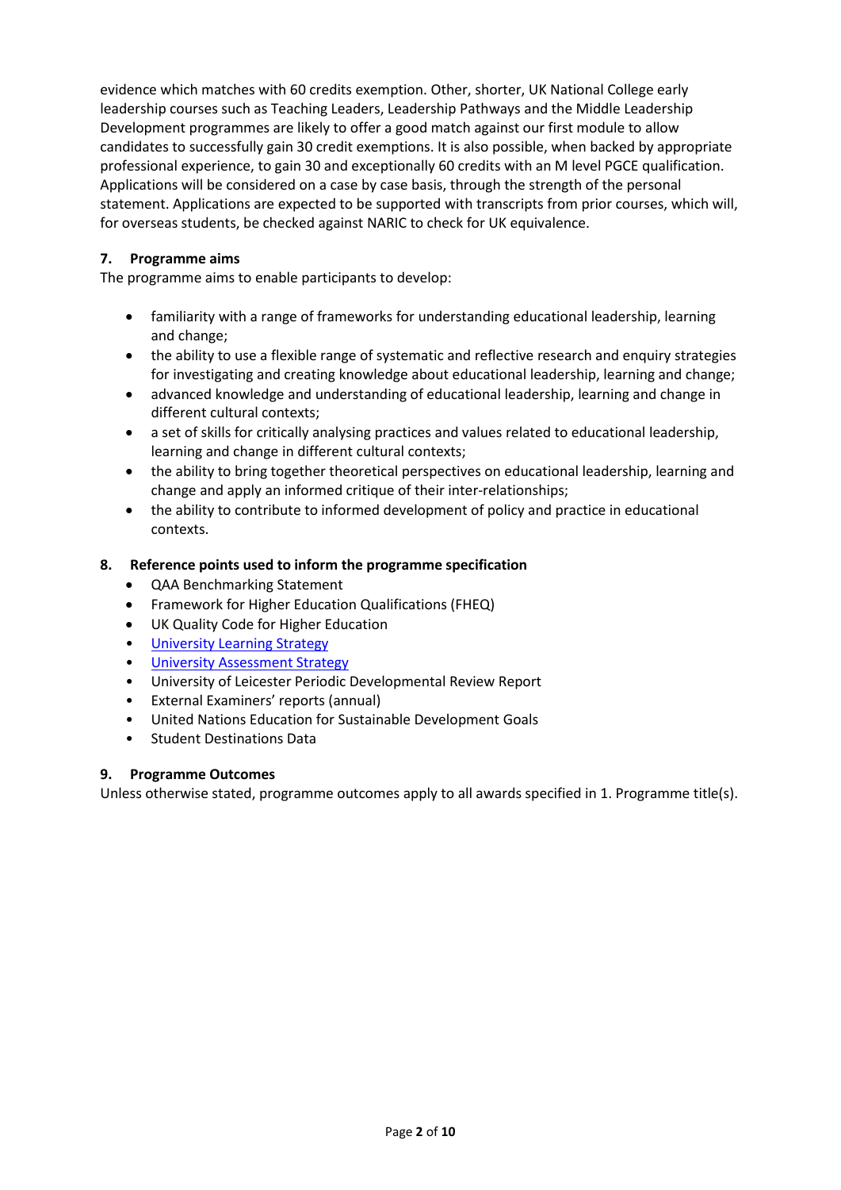evidence which matches with 60 credits exemption. Other, shorter, UK National College early leadership courses such as Teaching Leaders, Leadership Pathways and the Middle Leadership Development programmes are likely to offer a good match against our first module to allow candidates to successfully gain 30 credit exemptions. It is also possible, when backed by appropriate professional experience, to gain 30 and exceptionally 60 credits with an M level PGCE qualification. Applications will be considered on a case by case basis, through the strength of the personal statement. Applications are expected to be supported with transcripts from prior courses, which will, for overseas students, be checked against NARIC to check for UK equivalence.

## 7. Programme aims

The programme aims to enable participants to develop:

- familiarity with a range of frameworks for understanding educational leadership, learning and change;
- the ability to use a flexible range of systematic and reflective research and enquiry strategies for investigating and creating knowledge about educational leadership, learning and change;
- advanced knowledge and understanding of educational leadership, learning and change in different cultural contexts;
- a set of skills for critically analysing practices and values related to educational leadership, learning and change in different cultural contexts;
- the ability to bring together theoretical perspectives on educational leadership, learning and change and apply an informed critique of their inter-relationships;
- the ability to contribute to informed development of policy and practice in educational contexts.

## 8. Reference points used to inform the programme specification

- QAA Benchmarking Statement
- Framework for Higher Education Qualifications (FHEQ)
- UK Quality Code for Higher Education
- University Learning Strategy
- University Assessment Strategy
- University of Leicester Periodic Developmental Review Report
- External Examiners' reports (annual)
- United Nations Education for Sustainable Development Goals
- Student Destinations Data

## 9. Programme Outcomes

Unless otherwise stated, programme outcomes apply to all awards specified in 1. Programme title(s).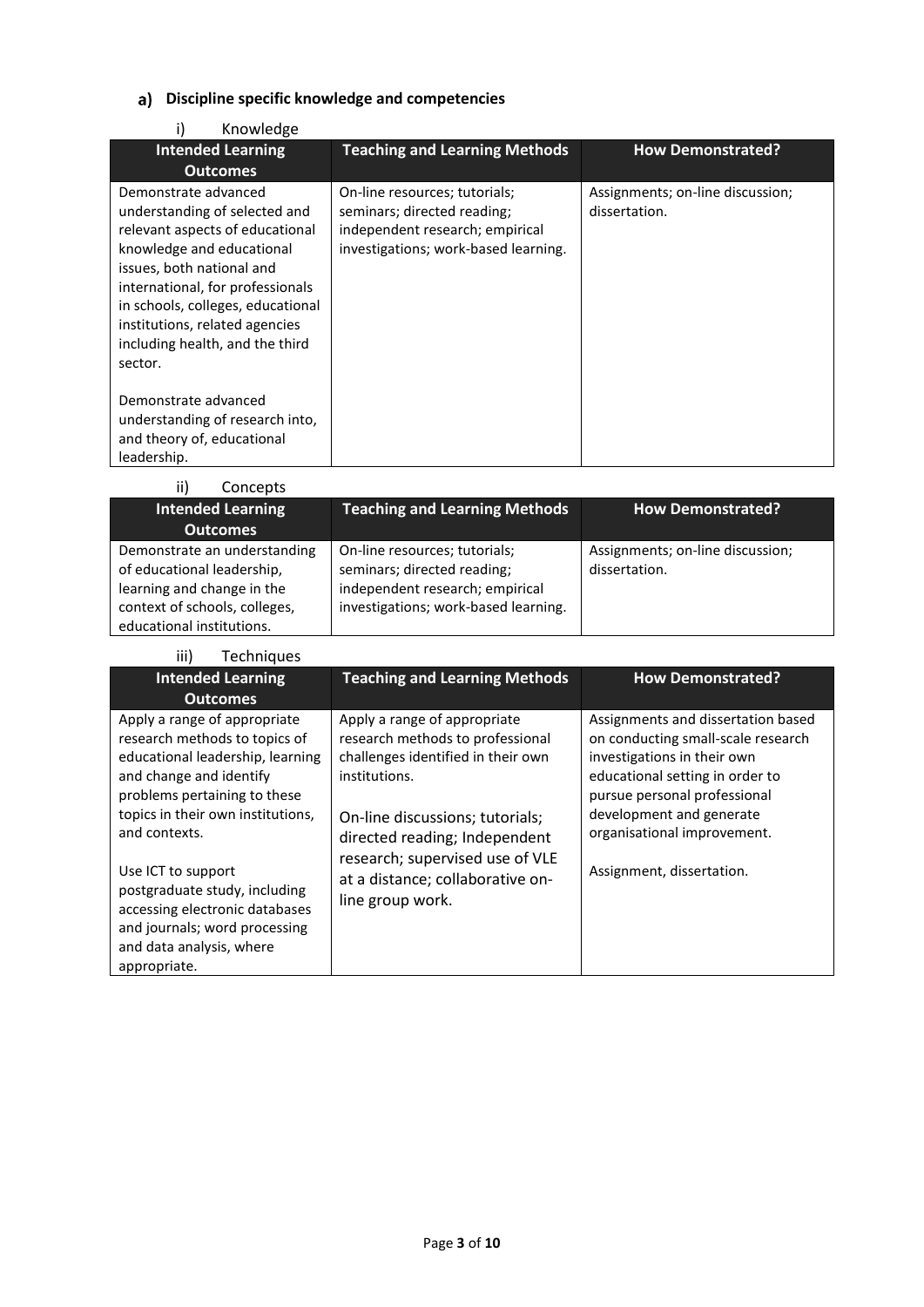## a) Discipline specific knowledge and competencies

### i) Knowledge

| Intended Learning Outcomes | Teaching and Learning Methods | How Demonstrated? |
|---|---|---|
| Demonstrate advanced understanding of selected and relevant aspects of educational knowledge and educational issues, both national and international, for professionals in schools, colleges, educational institutions, related agencies including health, and the third sector.<br><br>Demonstrate advanced understanding of research into, and theory of, educational leadership. | On-line resources; tutorials; seminars; directed reading; independent research; empirical investigations; work-based learning. | Assignments; on-line discussion; dissertation. |

### ii) Concepts

| Intended Learning Outcomes | Teaching and Learning Methods | How Demonstrated? |
|---|---|---|
| Demonstrate an understanding of educational leadership, learning and change in the context of schools, colleges, educational institutions. | On-line resources; tutorials; seminars; directed reading; independent research; empirical investigations; work-based learning. | Assignments; on-line discussion; dissertation. |

### iii) Techniques

| Intended Learning Outcomes | Teaching and Learning Methods | How Demonstrated? |
|---|---|---|
| Apply a range of appropriate research methods to topics of educational leadership, learning and change and identify problems pertaining to these topics in their own institutions, and contexts.<br><br>Use ICT to support postgraduate study, including accessing electronic databases and journals; word processing and data analysis, where appropriate. | Apply a range of appropriate research methods to professional challenges identified in their own institutions.<br><br>On-line discussions; tutorials; directed reading; Independent research; supervised use of VLE at a distance; collaborative on-line group work. | Assignments and dissertation based on conducting small-scale research investigations in their own educational setting in order to pursue personal professional development and generate organisational improvement.<br><br>Assignment, dissertation. |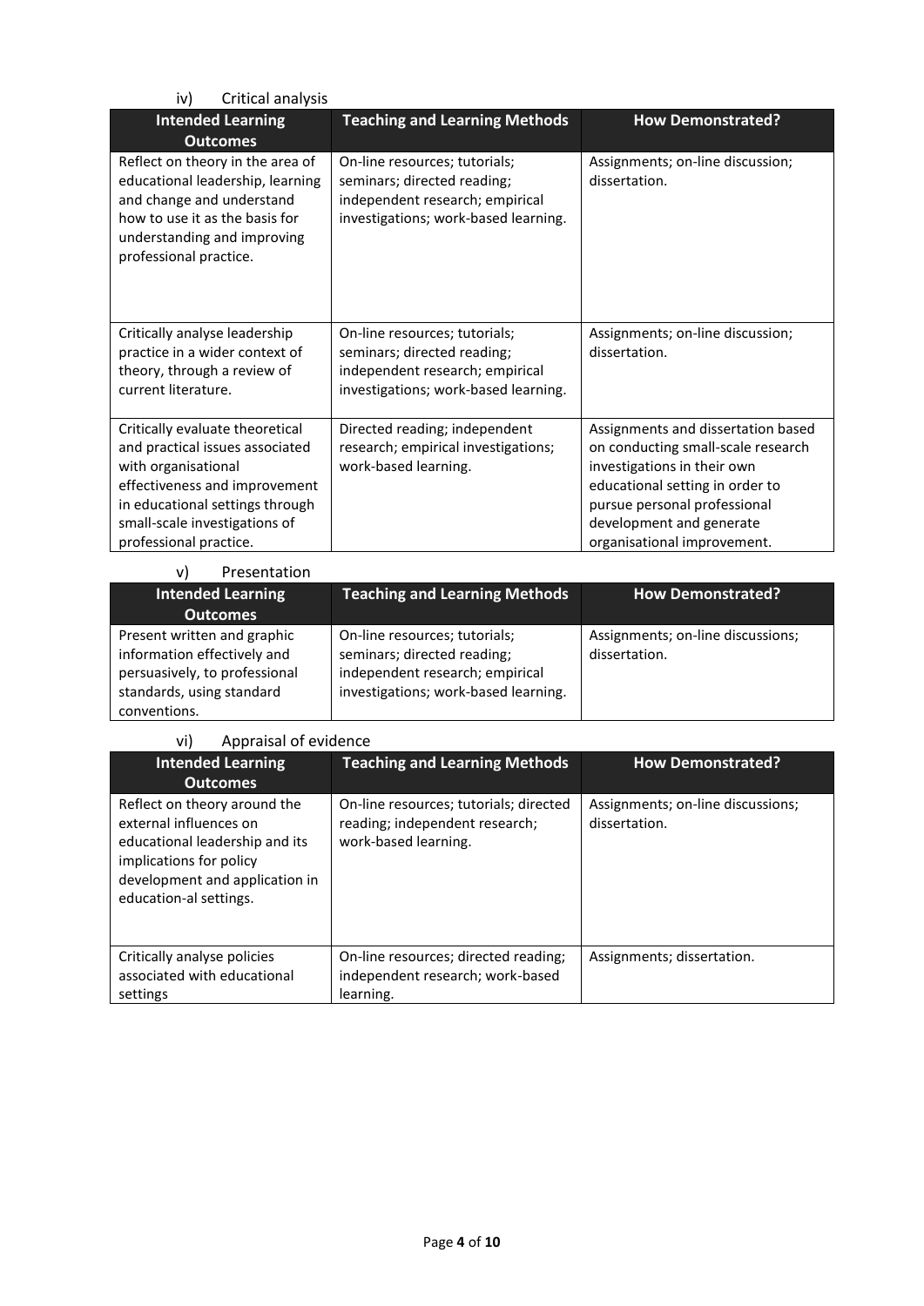iv) Critical analysis

| Intended Learning Outcomes | Teaching and Learning Methods | How Demonstrated? |
|---|---|---|
| Reflect on theory in the area of educational leadership, learning and change and understand how to use it as the basis for understanding and improving professional practice. | On-line resources; tutorials; seminars; directed reading; independent research; empirical investigations; work-based learning. | Assignments; on-line discussion; dissertation. |
| Critically analyse leadership practice in a wider context of theory, through a review of current literature. | On-line resources; tutorials; seminars; directed reading; independent research; empirical investigations; work-based learning. | Assignments; on-line discussion; dissertation. |
| Critically evaluate theoretical and practical issues associated with organisational effectiveness and improvement in educational settings through small-scale investigations of professional practice. | Directed reading; independent research; empirical investigations; work-based learning. | Assignments and dissertation based on conducting small-scale research investigations in their own educational setting in order to pursue personal professional development and generate organisational improvement. |

v) Presentation

| Intended Learning Outcomes | Teaching and Learning Methods | How Demonstrated? |
|---|---|---|
| Present written and graphic information effectively and persuasively, to professional standards, using standard conventions. | On-line resources; tutorials; seminars; directed reading; independent research; empirical investigations; work-based learning. | Assignments; on-line discussions; dissertation. |

vi) Appraisal of evidence

| Intended Learning Outcomes | Teaching and Learning Methods | How Demonstrated? |
|---|---|---|
| Reflect on theory around the external influences on educational leadership and its implications for policy development and application in education-al settings. | On-line resources; tutorials; directed reading; independent research; work-based learning. | Assignments; on-line discussions; dissertation. |
| Critically analyse policies associated with educational settings | On-line resources; directed reading; independent research; work-based learning. | Assignments; dissertation. |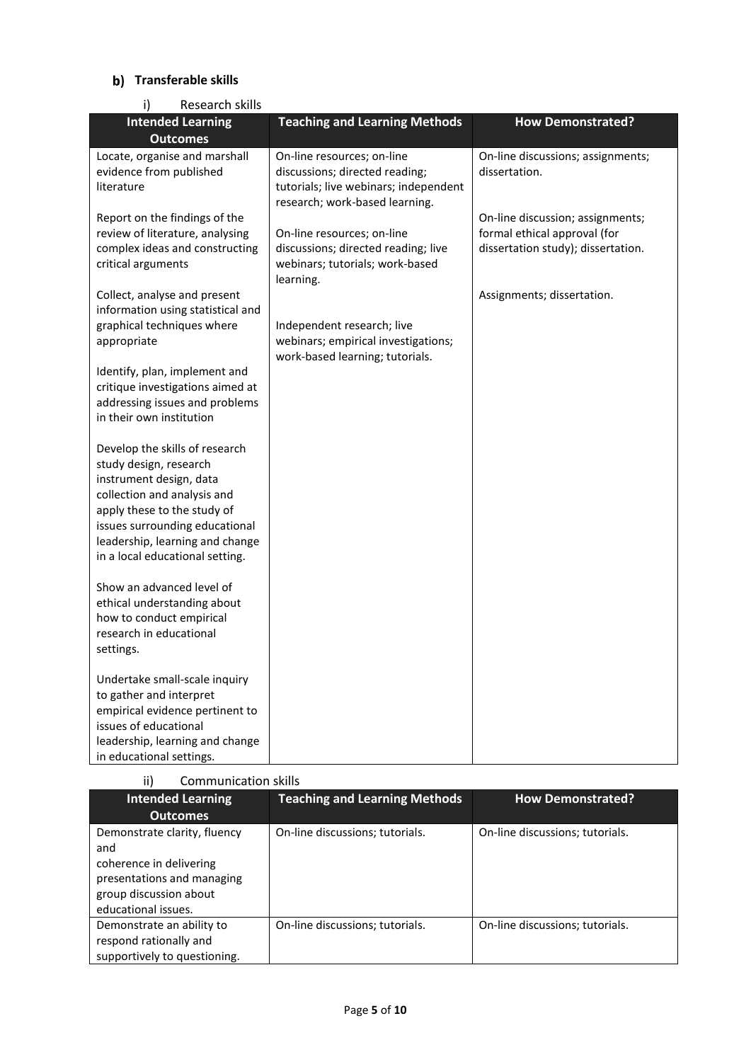### b) Transferable skills

i) Research skills

| Intended Learning Outcomes | Teaching and Learning Methods | How Demonstrated? |
| --- | --- | --- |
| Locate, organise and marshall evidence from published literature<br><br>Report on the findings of the review of literature, analysing complex ideas and constructing critical arguments<br><br>Collect, analyse and present information using statistical and graphical techniques where appropriate<br><br>Identify, plan, implement and critique investigations aimed at addressing issues and problems in their own institution<br><br>Develop the skills of research study design, research instrument design, data collection and analysis and apply these to the study of issues surrounding educational leadership, learning and change in a local educational setting.<br><br>Show an advanced level of ethical understanding about how to conduct empirical research in educational settings.<br><br>Undertake small-scale inquiry to gather and interpret empirical evidence pertinent to issues of educational leadership, learning and change in educational settings. | On-line resources; on-line discussions; directed reading; tutorials; live webinars; independent research; work-based learning.<br><br>On-line resources; on-line discussions; directed reading; live webinars; tutorials; work-based learning.<br><br>Independent research; live webinars; empirical investigations; work-based learning; tutorials. | On-line discussions; assignments; dissertation.<br><br>On-line discussion; assignments; formal ethical approval (for dissertation study); dissertation.<br><br>Assignments; dissertation. |

ii) Communication skills

| Intended Learning Outcomes | Teaching and Learning Methods | How Demonstrated? |
| --- | --- | --- |
| Demonstrate clarity, fluency and coherence in delivering presentations and managing group discussion about educational issues. | On-line discussions; tutorials. | On-line discussions; tutorials. |
| Demonstrate an ability to respond rationally and supportively to questioning. | On-line discussions; tutorials. | On-line discussions; tutorials. |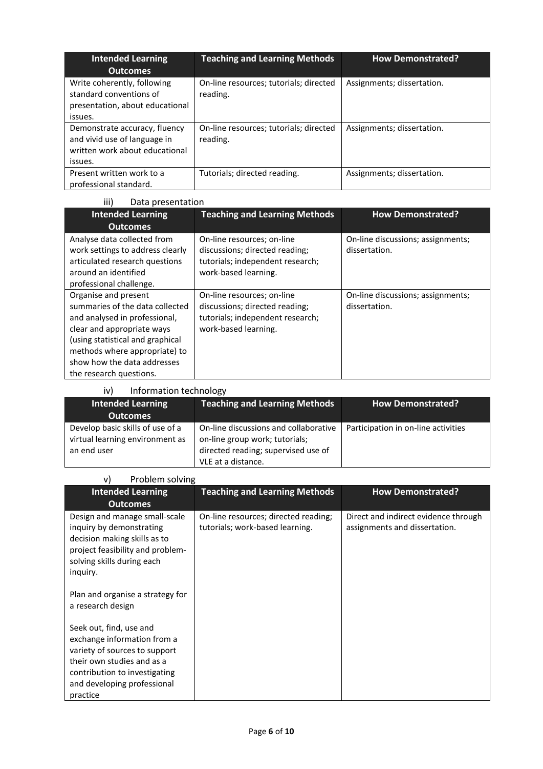| Intended Learning Outcomes | Teaching and Learning Methods | How Demonstrated? |
|---|---|---|
| Write coherently, following standard conventions of presentation, about educational issues. | On-line resources; tutorials; directed reading. | Assignments; dissertation. |
| Demonstrate accuracy, fluency and vivid use of language in written work about educational issues. | On-line resources; tutorials; directed reading. | Assignments; dissertation. |
| Present written work to a professional standard. | Tutorials; directed reading. | Assignments; dissertation. |

iii) Data presentation

| Intended Learning Outcomes | Teaching and Learning Methods | How Demonstrated? |
|---|---|---|
| Analyse data collected from work settings to address clearly articulated research questions around an identified professional challenge. | On-line resources; on-line discussions; directed reading; tutorials; independent research; work-based learning. | On-line discussions; assignments; dissertation. |
| Organise and present summaries of the data collected and analysed in professional, clear and appropriate ways (using statistical and graphical methods where appropriate) to show how the data addresses the research questions. | On-line resources; on-line discussions; directed reading; tutorials; independent research; work-based learning. | On-line discussions; assignments; dissertation. |

iv) Information technology

| Intended Learning Outcomes | Teaching and Learning Methods | How Demonstrated? |
|---|---|---|
| Develop basic skills of use of a virtual learning environment as an end user | On-line discussions and collaborative on-line group work; tutorials; directed reading; supervised use of VLE at a distance. | Participation in on-line activities |

v) Problem solving

| Intended Learning Outcomes | Teaching and Learning Methods | How Demonstrated? |
|---|---|---|
| Design and manage small-scale inquiry by demonstrating decision making skills as to project feasibility and problem-solving skills during each inquiry.<br><br>Plan and organise a strategy for a research design<br><br>Seek out, find, use and exchange information from a variety of sources to support their own studies and as a contribution to investigating and developing professional practice | On-line resources; directed reading; tutorials; work-based learning. | Direct and indirect evidence through assignments and dissertation. |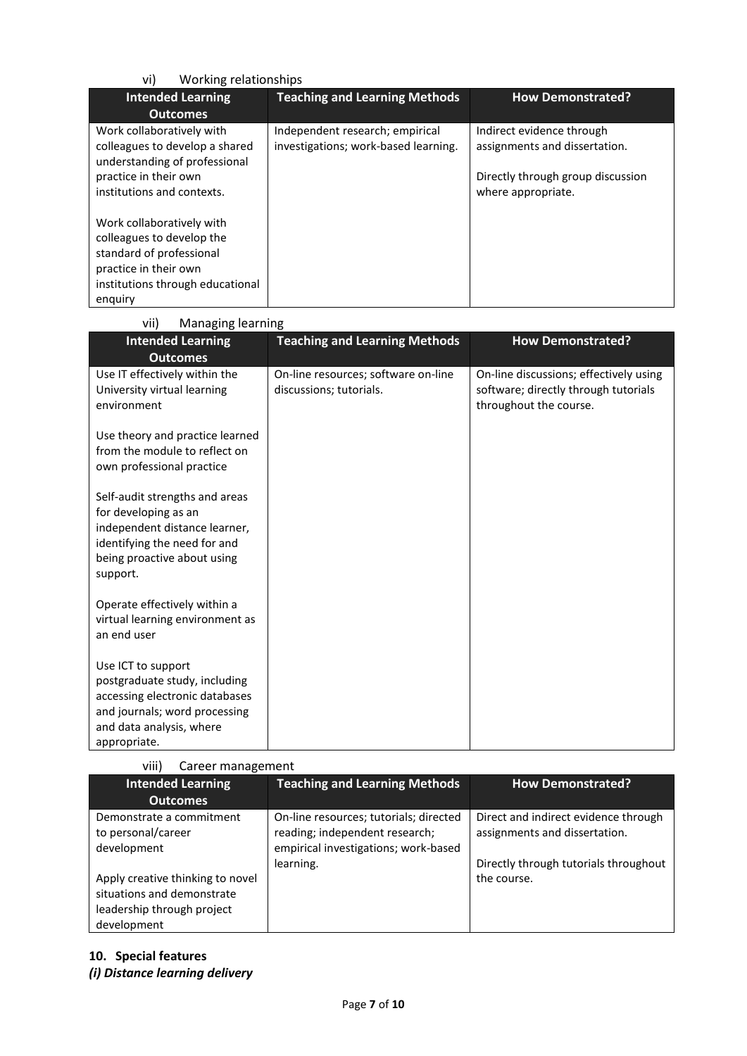vi) Working relationships

| Intended Learning Outcomes | Teaching and Learning Methods | How Demonstrated? |
|---|---|---|
| Work collaboratively with colleagues to develop a shared understanding of professional practice in their own institutions and contexts.<br><br>Work collaboratively with colleagues to develop the standard of professional practice in their own institutions through educational enquiry | Independent research; empirical investigations; work-based learning. | Indirect evidence through assignments and dissertation.<br><br>Directly through group discussion where appropriate. |

vii) Managing learning

| Intended Learning Outcomes | Teaching and Learning Methods | How Demonstrated? |
|---|---|---|
| Use IT effectively within the University virtual learning environment<br><br>Use theory and practice learned from the module to reflect on own professional practice<br><br>Self-audit strengths and areas for developing as an independent distance learner, identifying the need for and being proactive about using support.<br><br>Operate effectively within a virtual learning environment as an end user<br><br>Use ICT to support postgraduate study, including accessing electronic databases and journals; word processing and data analysis, where appropriate. | On-line resources; software on-line discussions; tutorials. | On-line discussions; effectively using software; directly through tutorials throughout the course. |

viii) Career management

| Intended Learning Outcomes | Teaching and Learning Methods | How Demonstrated? |
|---|---|---|
| Demonstrate a commitment to personal/career development<br><br>Apply creative thinking to novel situations and demonstrate leadership through project development | On-line resources; tutorials; directed reading; independent research; empirical investigations; work-based learning. | Direct and indirect evidence through assignments and dissertation.<br><br>Directly through tutorials throughout the course. |

## 10. Special features

***(i) Distance learning delivery***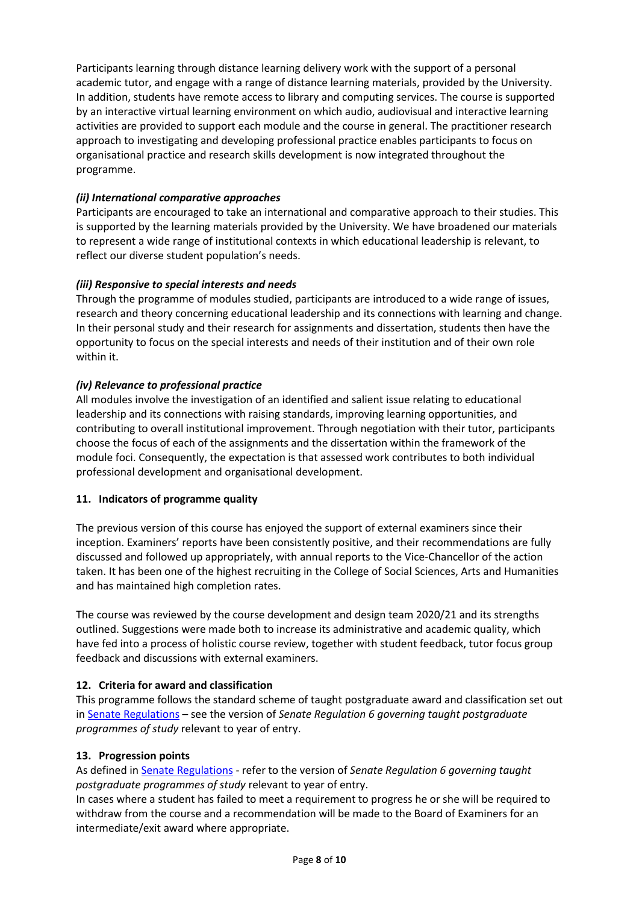Participants learning through distance learning delivery work with the support of a personal academic tutor, and engage with a range of distance learning materials, provided by the University. In addition, students have remote access to library and computing services. The course is supported by an interactive virtual learning environment on which audio, audiovisual and interactive learning activities are provided to support each module and the course in general. The practitioner research approach to investigating and developing professional practice enables participants to focus on organisational practice and research skills development is now integrated throughout the programme.

***(ii) International comparative approaches***

Participants are encouraged to take an international and comparative approach to their studies. This is supported by the learning materials provided by the University. We have broadened our materials to represent a wide range of institutional contexts in which educational leadership is relevant, to reflect our diverse student population's needs.

***(iii) Responsive to special interests and needs***

Through the programme of modules studied, participants are introduced to a wide range of issues, research and theory concerning educational leadership and its connections with learning and change. In their personal study and their research for assignments and dissertation, students then have the opportunity to focus on the special interests and needs of their institution and of their own role within it.

***(iv) Relevance to professional practice***

All modules involve the investigation of an identified and salient issue relating to educational leadership and its connections with raising standards, improving learning opportunities, and contributing to overall institutional improvement. Through negotiation with their tutor, participants choose the focus of each of the assignments and the dissertation within the framework of the module foci. Consequently, the expectation is that assessed work contributes to both individual professional development and organisational development.

## 11. Indicators of programme quality

The previous version of this course has enjoyed the support of external examiners since their inception. Examiners' reports have been consistently positive, and their recommendations are fully discussed and followed up appropriately, with annual reports to the Vice-Chancellor of the action taken. It has been one of the highest recruiting in the College of Social Sciences, Arts and Humanities and has maintained high completion rates.

The course was reviewed by the course development and design team 2020/21 and its strengths outlined. Suggestions were made both to increase its administrative and academic quality, which have fed into a process of holistic course review, together with student feedback, tutor focus group feedback and discussions with external examiners.

## 12. Criteria for award and classification

This programme follows the standard scheme of taught postgraduate award and classification set out in Senate Regulations – see the version of *Senate Regulation 6 governing taught postgraduate programmes of study* relevant to year of entry.

## 13. Progression points

As defined in Senate Regulations - refer to the version of *Senate Regulation 6 governing taught postgraduate programmes of study* relevant to year of entry.

In cases where a student has failed to meet a requirement to progress he or she will be required to withdraw from the course and a recommendation will be made to the Board of Examiners for an intermediate/exit award where appropriate.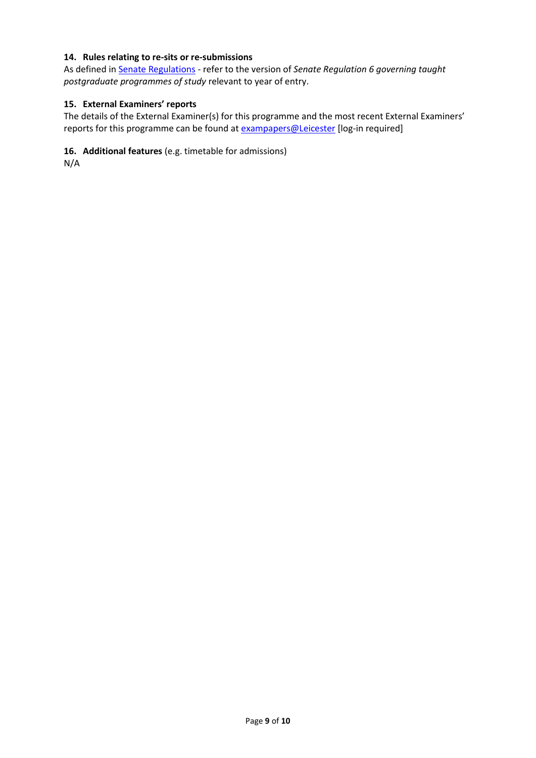### 14. Rules relating to re-sits or re-submissions

As defined in Senate Regulations - refer to the version of *Senate Regulation 6 governing taught postgraduate programmes of study* relevant to year of entry.

### 15. External Examiners' reports

The details of the External Examiner(s) for this programme and the most recent External Examiners' reports for this programme can be found at exampapers@Leicester [log-in required]

### 16. Additional features (e.g. timetable for admissions)

N/A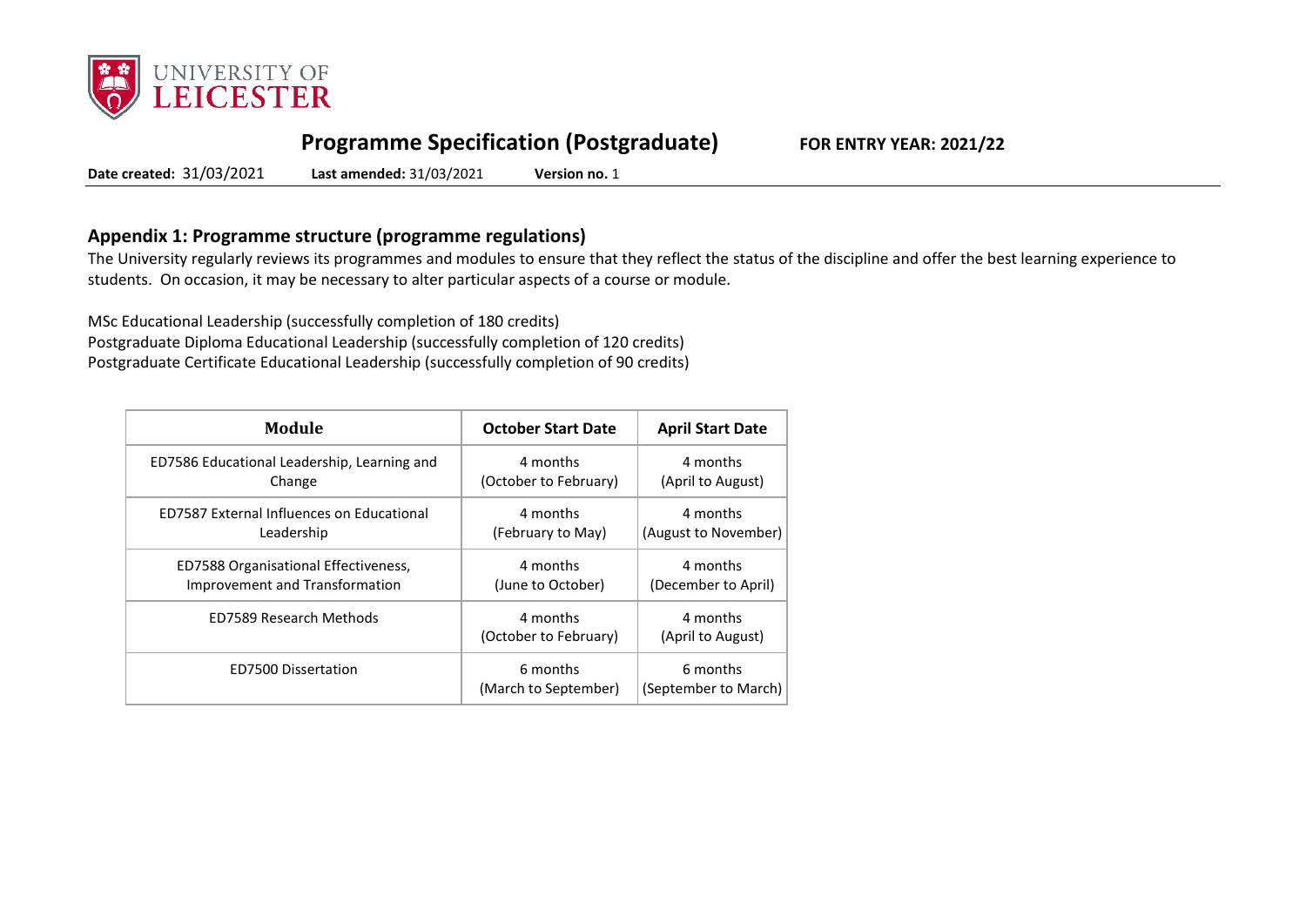## Appendix 1: Programme structure (programme regulations)

The University regularly reviews its programmes and modules to ensure that they reflect the status of the discipline and offer the best learning experience to students. On occasion, it may be necessary to alter particular aspects of a course or module.

MSc Educational Leadership (successfully completion of 180 credits)
Postgraduate Diploma Educational Leadership (successfully completion of 120 credits)
Postgraduate Certificate Educational Leadership (successfully completion of 90 credits)

| Module | October Start Date | April Start Date |
| --- | --- | --- |
| ED7586 Educational Leadership, Learning and Change | 4 months (October to February) | 4 months (April to August) |
| ED7587 External Influences on Educational Leadership | 4 months (February to May) | 4 months (August to November) |
| ED7588 Organisational Effectiveness, Improvement and Transformation | 4 months (June to October) | 4 months (December to April) |
| ED7589 Research Methods | 4 months (October to February) | 4 months (April to August) |
| ED7500 Dissertation | 6 months (March to September) | 6 months (September to March) |